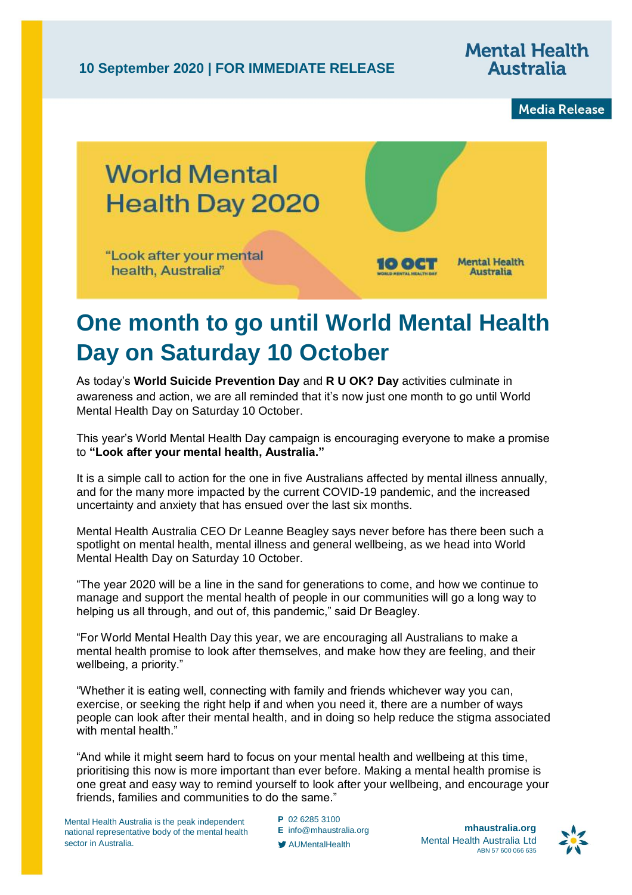**10 September 2020 | FOR IMMEDIATE RELEASE**

**Mental Health Australia**

**Media Release**

World Mental Health Day 2020

"Look after your mental health, Australia"

10 OCT WORLD MENTAL HEALTH DAY

Mental Health Australia

# One month to go until World Mental Health Day on Saturday 10 October

As today's **World Suicide Prevention Day** and **R U OK? Day** activities culminate in awareness and action, we are all reminded that it's now just one month to go until World Mental Health Day on Saturday 10 October.

This year's World Mental Health Day campaign is encouraging everyone to make a promise to **"Look after your mental health, Australia."**

It is a simple call to action for the one in five Australians affected by mental illness annually, and for the many more impacted by the current COVID-19 pandemic, and the increased uncertainty and anxiety that has ensued over the last six months.

Mental Health Australia CEO Dr Leanne Beagley says never before has there been such a spotlight on mental health, mental illness and general wellbeing, as we head into World Mental Health Day on Saturday 10 October.

"The year 2020 will be a line in the sand for generations to come, and how we continue to manage and support the mental health of people in our communities will go a long way to helping us all through, and out of, this pandemic," said Dr Beagley.

"For World Mental Health Day this year, we are encouraging all Australians to make a mental health promise to look after themselves, and make how they are feeling, and their wellbeing, a priority."

"Whether it is eating well, connecting with family and friends whichever way you can, exercise, or seeking the right help if and when you need it, there are a number of ways people can look after their mental health, and in doing so help reduce the stigma associated with mental health."

"And while it might seem hard to focus on your mental health and wellbeing at this time, prioritising this now is more important than ever before. Making a mental health promise is one great and easy way to remind yourself to look after your wellbeing, and encourage your friends, families and communities to do the same."

Mental Health Australia is the peak independent national representative body of the mental health sector in Australia.

**P** 02 6285 3100
**E** info@mhaustralia.org
AUMentalHealth

**mhaustralia.org**
Mental Health Australia Ltd
ABN 57 600 066 635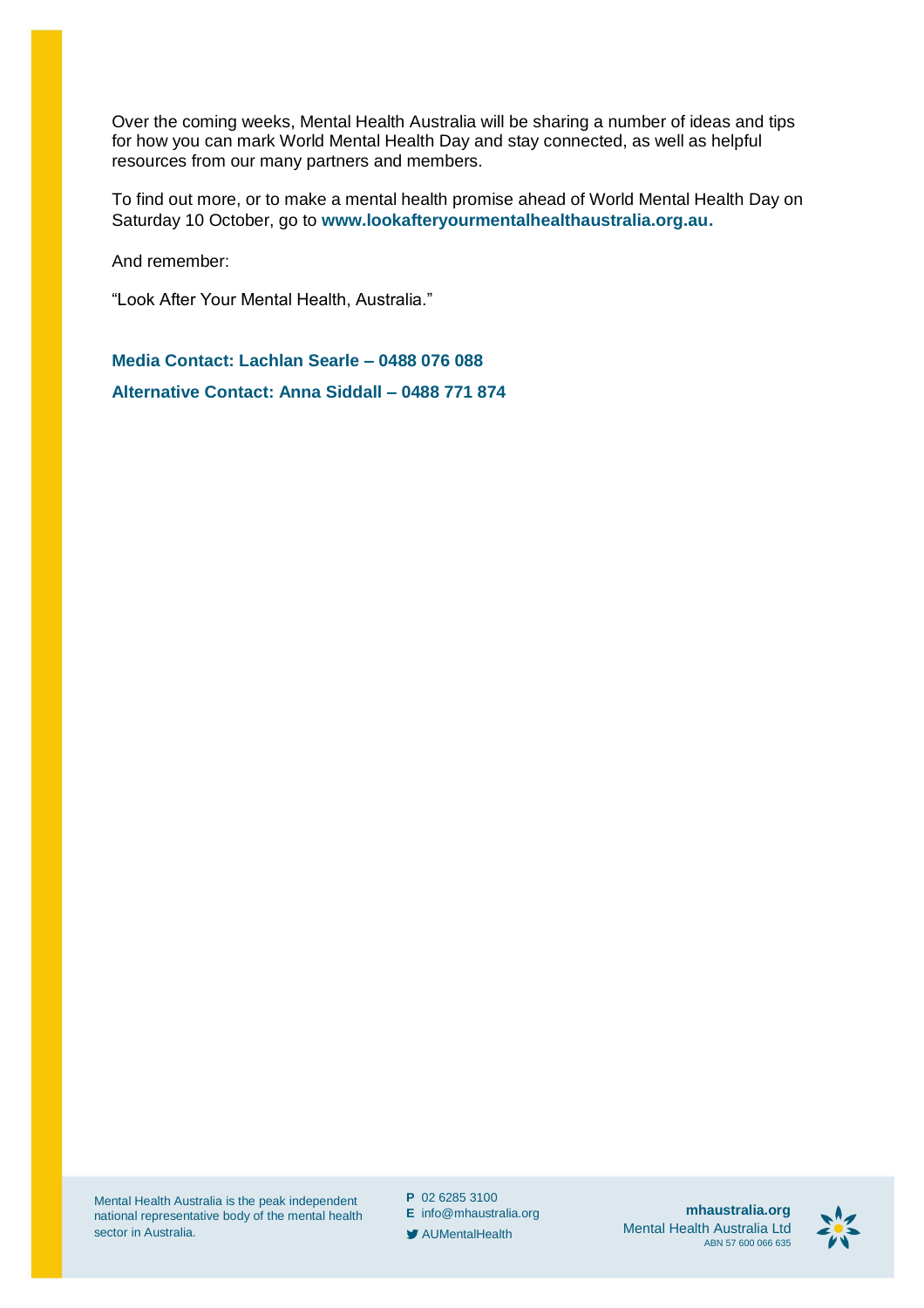Over the coming weeks, Mental Health Australia will be sharing a number of ideas and tips for how you can mark World Mental Health Day and stay connected, as well as helpful resources from our many partners and members.

To find out more, or to make a mental health promise ahead of World Mental Health Day on Saturday 10 October, go to **www.lookafteryourmentalhealthaustralia.org.au.**

And remember:

"Look After Your Mental Health, Australia."

**Media Contact: Lachlan Searle – 0488 076 088**

**Alternative Contact: Anna Siddall – 0488 771 874**

Mental Health Australia is the peak independent national representative body of the mental health sector in Australia.

**P** 02 6285 3100
**E** info@mhaustralia.org
AUMentalHealth

**mhaustralia.org**
Mental Health Australia Ltd
ABN 57 600 066 635